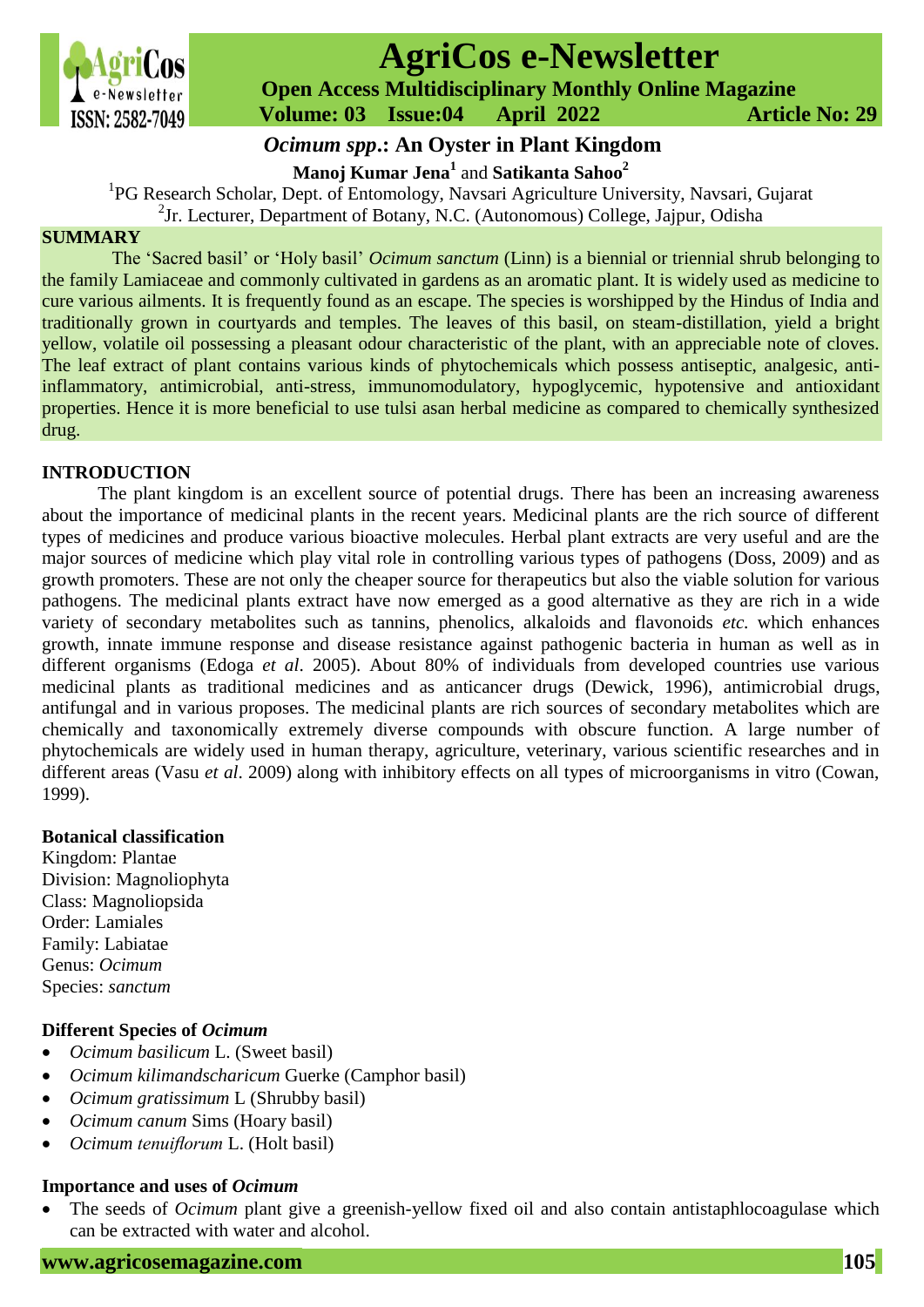# *Ocimum spp*.: An Oyster in Plant Kingdom

**Manoj Kumar Jena**[1] and **Satikanta Sahoo**[2]

[1]PG Research Scholar, Dept. of Entomology, Navsari Agriculture University, Navsari, Gujarat

[2]Jr. Lecturer, Department of Botany, N.C. (Autonomous) College, Jajpur, Odisha

## SUMMARY

The 'Sacred basil' or 'Holy basil' *Ocimum sanctum* (Linn) is a biennial or triennial shrub belonging to the family Lamiaceae and commonly cultivated in gardens as an aromatic plant. It is widely used as medicine to cure various ailments. It is frequently found as an escape. The species is worshipped by the Hindus of India and traditionally grown in courtyards and temples. The leaves of this basil, on steam-distillation, yield a bright yellow, volatile oil possessing a pleasant odour characteristic of the plant, with an appreciable note of cloves. The leaf extract of plant contains various kinds of phytochemicals which possess antiseptic, analgesic, anti-inflammatory, antimicrobial, anti-stress, immunomodulatory, hypoglycemic, hypotensive and antioxidant properties. Hence it is more beneficial to use tulsi asan herbal medicine as compared to chemically synthesized drug.

## INTRODUCTION

The plant kingdom is an excellent source of potential drugs. There has been an increasing awareness about the importance of medicinal plants in the recent years. Medicinal plants are the rich source of different types of medicines and produce various bioactive molecules. Herbal plant extracts are very useful and are the major sources of medicine which play vital role in controlling various types of pathogens (Doss, 2009) and as growth promoters. These are not only the cheaper source for therapeutics but also the viable solution for various pathogens. The medicinal plants extract have now emerged as a good alternative as they are rich in a wide variety of secondary metabolites such as tannins, phenolics, alkaloids and flavonoids *etc.* which enhances growth, innate immune response and disease resistance against pathogenic bacteria in human as well as in different organisms (Edoga *et al*. 2005). About 80% of individuals from developed countries use various medicinal plants as traditional medicines and as anticancer drugs (Dewick, 1996), antimicrobial drugs, antifungal and in various proposes. The medicinal plants are rich sources of secondary metabolites which are chemically and taxonomically extremely diverse compounds with obscure function. A large number of phytochemicals are widely used in human therapy, agriculture, veterinary, various scientific researches and in different areas (Vasu *et al*. 2009) along with inhibitory effects on all types of microorganisms in vitro (Cowan, 1999).

### Botanical classification

Kingdom: Plantae
Division: Magnoliophyta
Class: Magnoliopsida
Order: Lamiales
Family: Labiatae
Genus: *Ocimum*
Species: *sanctum*

### Different Species of *Ocimum*

- *Ocimum basilicum* L. (Sweet basil)
- *Ocimum kilimandscharicum* Guerke (Camphor basil)
- *Ocimum gratissimum* L (Shrubby basil)
- *Ocimum canum* Sims (Hoary basil)
- *Ocimum tenuiflorum* L. (Holt basil)

### Importance and uses of *Ocimum*

- The seeds of *Ocimum* plant give a greenish-yellow fixed oil and also contain antistaphlocoagulase which can be extracted with water and alcohol.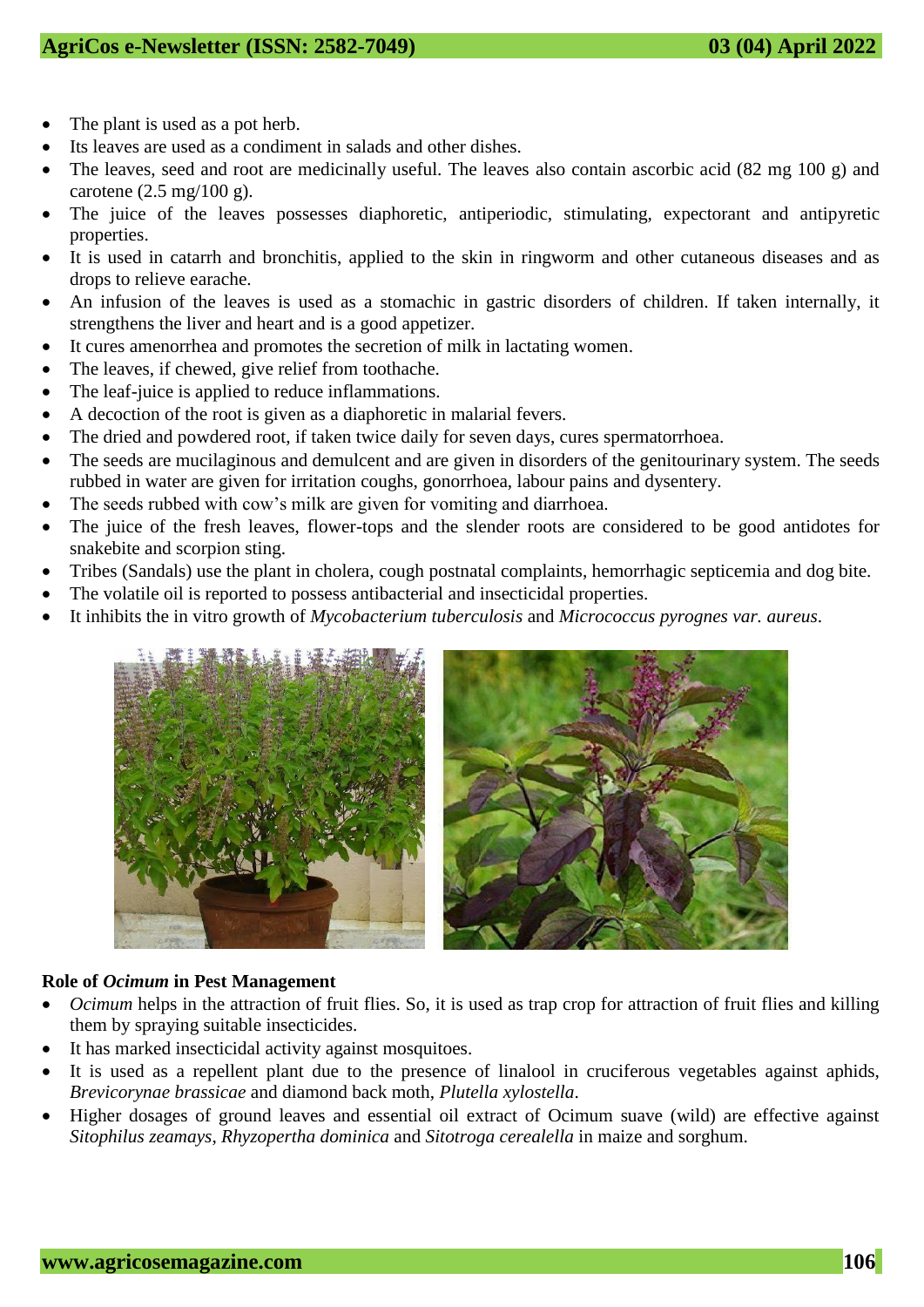- The plant is used as a pot herb.
- Its leaves are used as a condiment in salads and other dishes.
- The leaves, seed and root are medicinally useful. The leaves also contain ascorbic acid (82 mg 100 g) and carotene (2.5 mg/100 g).
- The juice of the leaves possesses diaphoretic, antiperiodic, stimulating, expectorant and antipyretic properties.
- It is used in catarrh and bronchitis, applied to the skin in ringworm and other cutaneous diseases and as drops to relieve earache.
- An infusion of the leaves is used as a stomachic in gastric disorders of children. If taken internally, it strengthens the liver and heart and is a good appetizer.
- It cures amenorrhea and promotes the secretion of milk in lactating women.
- The leaves, if chewed, give relief from toothache.
- The leaf-juice is applied to reduce inflammations.
- A decoction of the root is given as a diaphoretic in malarial fevers.
- The dried and powdered root, if taken twice daily for seven days, cures spermatorrhoea.
- The seeds are mucilaginous and demulcent and are given in disorders of the genitourinary system. The seeds rubbed in water are given for irritation coughs, gonorrhoea, labour pains and dysentery.
- The seeds rubbed with cow's milk are given for vomiting and diarrhoea.
- The juice of the fresh leaves, flower-tops and the slender roots are considered to be good antidotes for snakebite and scorpion sting.
- Tribes (Sandals) use the plant in cholera, cough postnatal complaints, hemorrhagic septicemia and dog bite.
- The volatile oil is reported to possess antibacterial and insecticidal properties.
- It inhibits the in vitro growth of *Mycobacterium tuberculosis* and *Micrococcus pyrognes var. aureus*.

**Role of *Ocimum* in Pest Management**

- *Ocimum* helps in the attraction of fruit flies. So, it is used as trap crop for attraction of fruit flies and killing them by spraying suitable insecticides.
- It has marked insecticidal activity against mosquitoes.
- It is used as a repellent plant due to the presence of linalool in cruciferous vegetables against aphids, *Brevicorynae brassicae* and diamond back moth, *Plutella xylostella*.
- Higher dosages of ground leaves and essential oil extract of Ocimum suave (wild) are effective against *Sitophilus zeamays*, *Rhyzopertha dominica* and *Sitotroga cerealella* in maize and sorghum.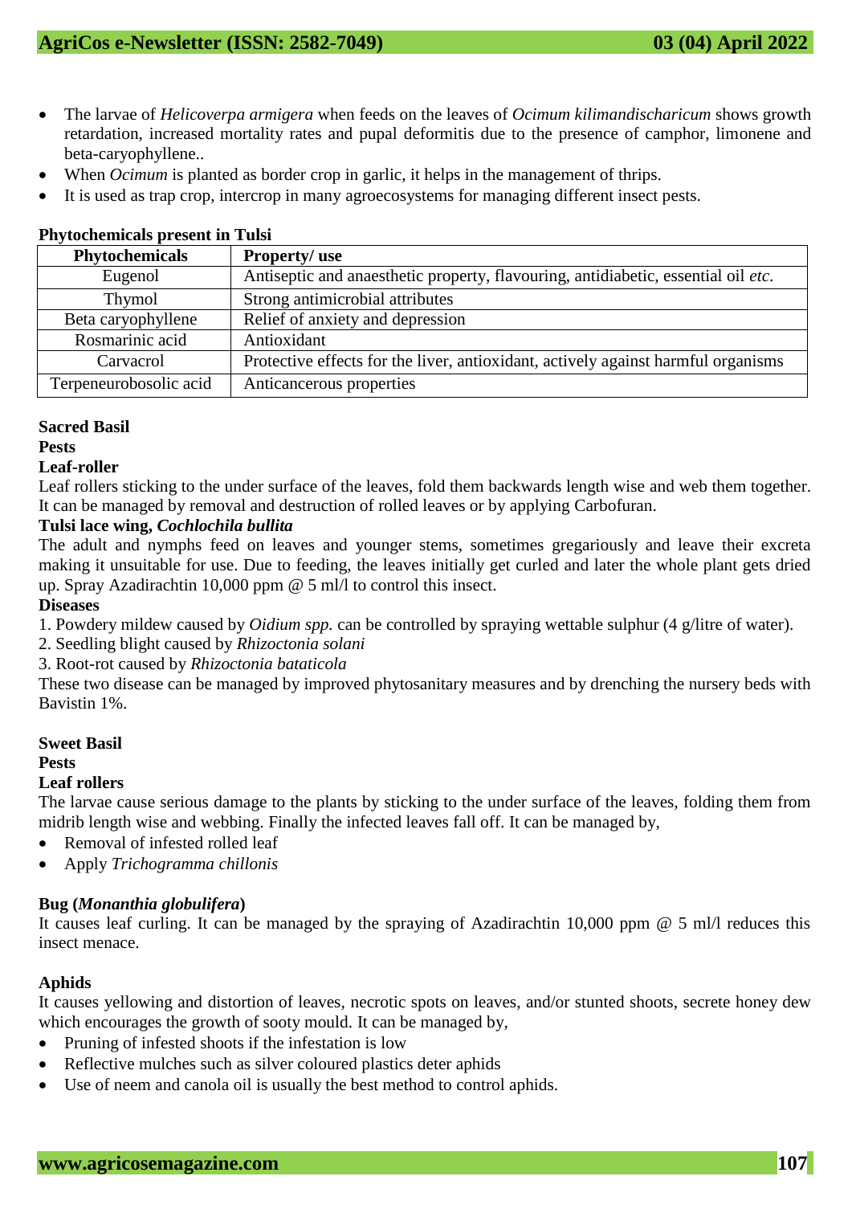- The larvae of *Helicoverpa armigera* when feeds on the leaves of *Ocimum kilimandischaricum* shows growth retardation, increased mortality rates and pupal deformitis due to the presence of camphor, limonene and beta-caryophyllene..
- When *Ocimum* is planted as border crop in garlic, it helps in the management of thrips.
- It is used as trap crop, intercrop in many agroecosystems for managing different insect pests.

**Phytochemicals present in Tulsi**

| Phytochemicals | Property/ use |
|---|---|
| Eugenol | Antiseptic and anaesthetic property, flavouring, antidiabetic, essential oil *etc.* |
| Thymol | Strong antimicrobial attributes |
| Beta caryophyllene | Relief of anxiety and depression |
| Rosmarinic acid | Antioxidant |
| Carvacrol | Protective effects for the liver, antioxidant, actively against harmful organisms |
| Terpeneurobosolic acid | Anticancerous properties |

**Sacred Basil**

**Pests**

**Leaf-roller**

Leaf rollers sticking to the under surface of the leaves, fold them backwards length wise and web them together. It can be managed by removal and destruction of rolled leaves or by applying Carbofuran.

**Tulsi lace wing, *Cochlochila bullita***

The adult and nymphs feed on leaves and younger stems, sometimes gregariously and leave their excreta making it unsuitable for use. Due to feeding, the leaves initially get curled and later the whole plant gets dried up. Spray Azadirachtin 10,000 ppm @ 5 ml/l to control this insect.

**Diseases**

1. Powdery mildew caused by *Oidium spp.* can be controlled by spraying wettable sulphur (4 g/litre of water).
2. Seedling blight caused by *Rhizoctonia solani*
3. Root-rot caused by *Rhizoctonia bataticola*

These two disease can be managed by improved phytosanitary measures and by drenching the nursery beds with Bavistin 1%.

**Sweet Basil**

**Pests**

**Leaf rollers**

The larvae cause serious damage to the plants by sticking to the under surface of the leaves, folding them from midrib length wise and webbing. Finally the infected leaves fall off. It can be managed by,

- Removal of infested rolled leaf
- Apply *Trichogramma chillonis*

**Bug (*Monanthia globulifera*)**

It causes leaf curling. It can be managed by the spraying of Azadirachtin 10,000 ppm @ 5 ml/l reduces this insect menace.

**Aphids**

It causes yellowing and distortion of leaves, necrotic spots on leaves, and/or stunted shoots, secrete honey dew which encourages the growth of sooty mould. It can be managed by,

- Pruning of infested shoots if the infestation is low
- Reflective mulches such as silver coloured plastics deter aphids
- Use of neem and canola oil is usually the best method to control aphids.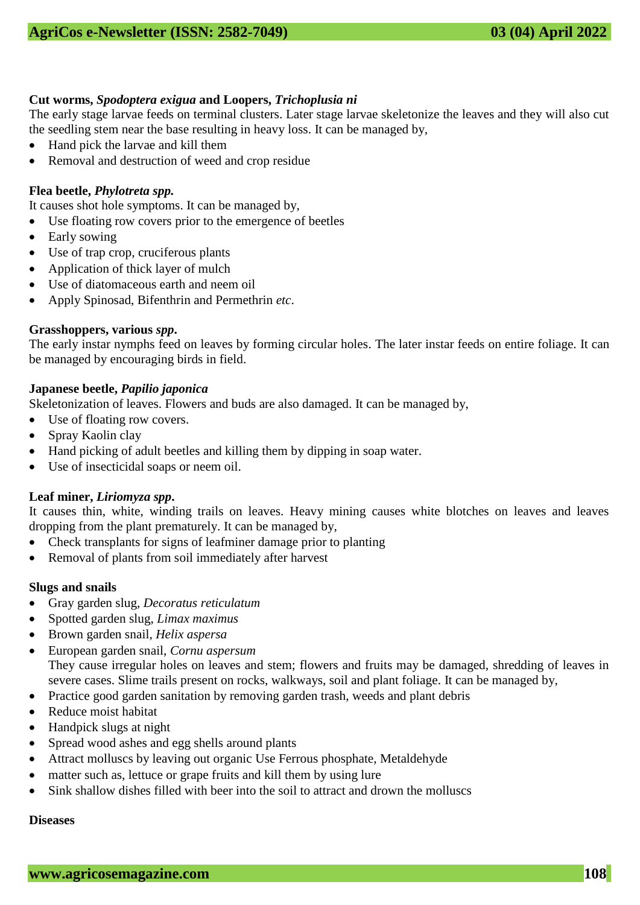**Cut worms, *Spodoptera exigua* and Loopers, *Trichoplusia ni***

The early stage larvae feeds on terminal clusters. Later stage larvae skeletonize the leaves and they will also cut the seedling stem near the base resulting in heavy loss. It can be managed by,

- Hand pick the larvae and kill them
- Removal and destruction of weed and crop residue

**Flea beetle, *Phylotreta spp.***

It causes shot hole symptoms. It can be managed by,

- Use floating row covers prior to the emergence of beetles
- Early sowing
- Use of trap crop, cruciferous plants
- Application of thick layer of mulch
- Use of diatomaceous earth and neem oil
- Apply Spinosad, Bifenthrin and Permethrin *etc*.

**Grasshoppers, various *spp*.**

The early instar nymphs feed on leaves by forming circular holes. The later instar feeds on entire foliage. It can be managed by encouraging birds in field.

**Japanese beetle, *Papilio japonica***

Skeletonization of leaves. Flowers and buds are also damaged. It can be managed by,

- Use of floating row covers.
- Spray Kaolin clay
- Hand picking of adult beetles and killing them by dipping in soap water.
- Use of insecticidal soaps or neem oil.

**Leaf miner, *Liriomyza spp*.**

It causes thin, white, winding trails on leaves. Heavy mining causes white blotches on leaves and leaves dropping from the plant prematurely. It can be managed by,

- Check transplants for signs of leafminer damage prior to planting
- Removal of plants from soil immediately after harvest

**Slugs and snails**

- Gray garden slug, *Decoratus reticulatum*
- Spotted garden slug, *Limax maximus*
- Brown garden snail, *Helix aspersa*
- European garden snail, *Cornu aspersum*

  They cause irregular holes on leaves and stem; flowers and fruits may be damaged, shredding of leaves in severe cases. Slime trails present on rocks, walkways, soil and plant foliage. It can be managed by,
- Practice good garden sanitation by removing garden trash, weeds and plant debris
- Reduce moist habitat
- Handpick slugs at night
- Spread wood ashes and egg shells around plants
- Attract molluscs by leaving out organic Use Ferrous phosphate, Metaldehyde
- matter such as, lettuce or grape fruits and kill them by using lure
- Sink shallow dishes filled with beer into the soil to attract and drown the molluscs

**Diseases**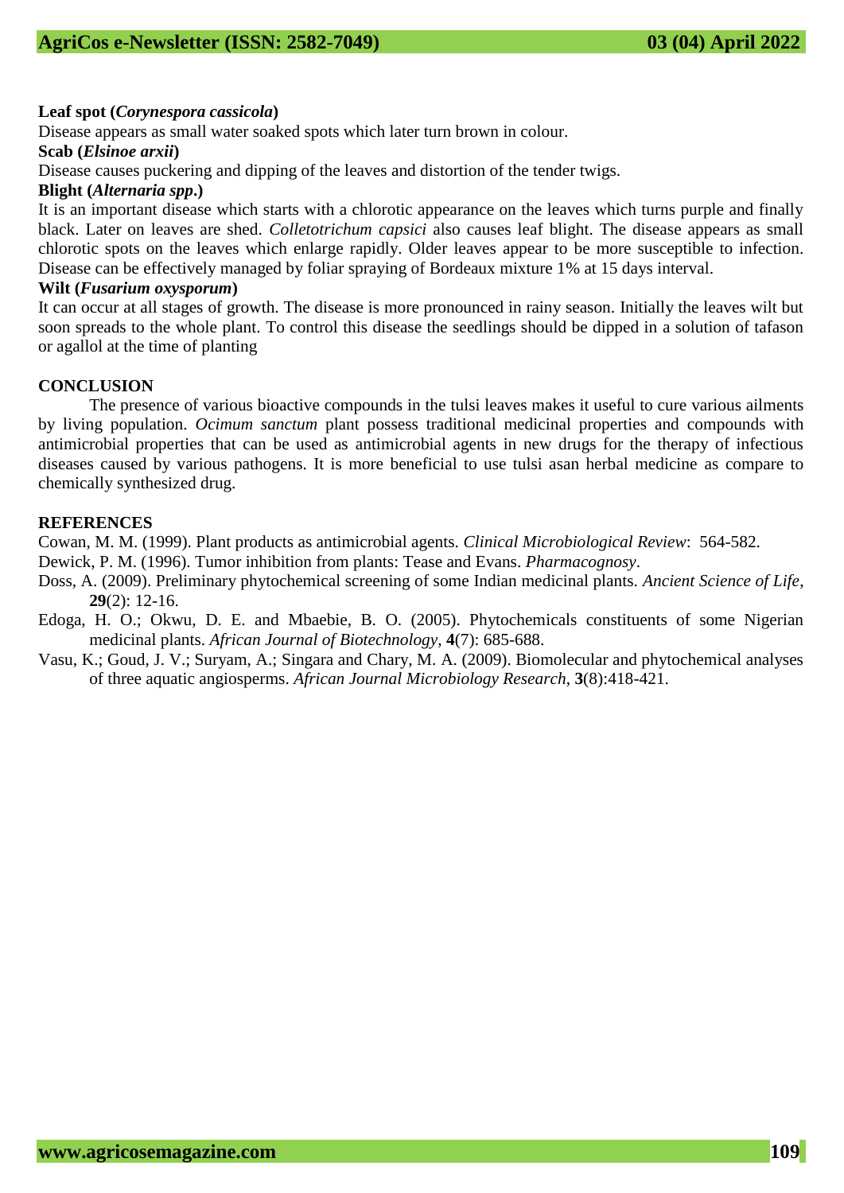**Leaf spot (*Corynespora cassicola*)**

Disease appears as small water soaked spots which later turn brown in colour.

**Scab (*Elsinoe arxii*)**

Disease causes puckering and dipping of the leaves and distortion of the tender twigs.

**Blight (*Alternaria spp*.)**

It is an important disease which starts with a chlorotic appearance on the leaves which turns purple and finally black. Later on leaves are shed. *Colletotrichum capsici* also causes leaf blight. The disease appears as small chlorotic spots on the leaves which enlarge rapidly. Older leaves appear to be more susceptible to infection. Disease can be effectively managed by foliar spraying of Bordeaux mixture 1% at 15 days interval.

**Wilt (*Fusarium oxysporum*)**

It can occur at all stages of growth. The disease is more pronounced in rainy season. Initially the leaves wilt but soon spreads to the whole plant. To control this disease the seedlings should be dipped in a solution of tafason or agallol at the time of planting

## CONCLUSION

The presence of various bioactive compounds in the tulsi leaves makes it useful to cure various ailments by living population. *Ocimum sanctum* plant possess traditional medicinal properties and compounds with antimicrobial properties that can be used as antimicrobial agents in new drugs for the therapy of infectious diseases caused by various pathogens. It is more beneficial to use tulsi asan herbal medicine as compare to chemically synthesized drug.

## REFERENCES

Cowan, M. M. (1999). Plant products as antimicrobial agents. *Clinical Microbiological Review*: 564-582.

Dewick, P. M. (1996). Tumor inhibition from plants: Tease and Evans. *Pharmacognosy*.

Doss, A. (2009). Preliminary phytochemical screening of some Indian medicinal plants. *Ancient Science of Life*, **29**(2): 12-16.

Edoga, H. O.; Okwu, D. E. and Mbaebie, B. O. (2005). Phytochemicals constituents of some Nigerian medicinal plants. *African Journal of Biotechnology*, **4**(7): 685-688.

Vasu, K.; Goud, J. V.; Suryam, A.; Singara and Chary, M. A. (2009). Biomolecular and phytochemical analyses of three aquatic angiosperms. *African Journal Microbiology Research*, **3**(8):418-421.